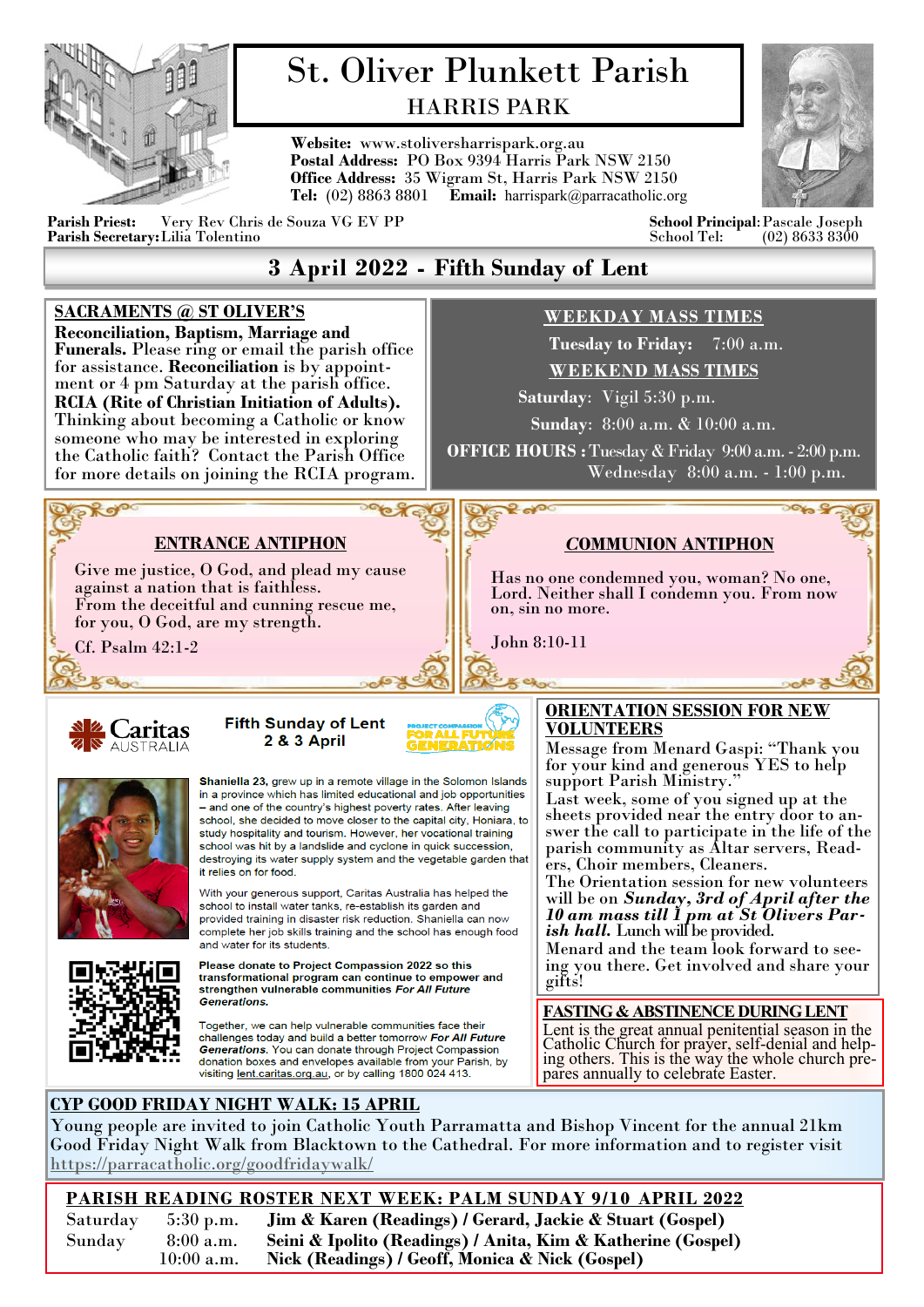# St. Oliver Plunkett Parish

## HARRIS PARK

**Website:** www.stoliversharrispark.org.au
**Postal Address:** PO Box 9394 Harris Park NSW 2150
**Office Address:** 35 Wigram St, Harris Park NSW 2150
**Tel:** (02) 8863 8801 **Email:** harrispark@parracatholic.org

**Parish Priest:** Very Rev Chris de Souza VG EV PP
**Parish Secretary:** Lilia Tolentino

**School Principal:** Pascale Joseph
School Tel: (02) 8633 8300

## 3 April 2022 - Fifth Sunday of Lent

### SACRAMENTS @ ST OLIVER'S

**Reconciliation, Baptism, Marriage and Funerals.** Please ring or email the parish office for assistance. **Reconciliation** is by appointment or 4 pm Saturday at the parish office.
**RCIA (Rite of Christian Initiation of Adults).** Thinking about becoming a Catholic or know someone who may be interested in exploring the Catholic faith? Contact the Parish Office for more details on joining the RCIA program.

### WEEKDAY MASS TIMES

**Tuesday to Friday:** 7:00 a.m.

### WEEKEND MASS TIMES

**Saturday:** Vigil 5:30 p.m.
**Sunday:** 8:00 a.m. & 10:00 a.m.

**OFFICE HOURS :** Tuesday & Friday 9:00 a.m. - 2:00 p.m.
Wednesday 8:00 a.m. - 1:00 p.m.

### ENTRANCE ANTIPHON

Give me justice, O God, and plead my cause against a nation that is faithless.
From the deceitful and cunning rescue me, for you, O God, are my strength.

Cf. Psalm 42:1-2

### *COMMUNION ANTIPHON*

Has no one condemned you, woman? No one, Lord. Neither shall I condemn you. From now on, sin no more.

John 8:10-11

### Caritas Australia — Fifth Sunday of Lent 2 & 3 April

PROJECT COMPASSION FOR ALL FUTURE GENERATIONS

**Shaniella 23,** grew up in a remote village in the Solomon Islands in a province which has limited educational and job opportunities – and one of the country's highest poverty rates. After leaving school, she decided to move closer to the capital city, Honiara, to study hospitality and tourism. However, her vocational training school was hit by a landslide and cyclone in quick succession, destroying its water supply system and the vegetable garden that it relies on for food.

With your generous support, Caritas Australia has helped the school to install water tanks, re-establish its garden and provided training in disaster risk reduction. Shaniella can now complete her job skills training and the school has enough food and water for its students.

**Please donate to Project Compassion 2022 so this transformational program can continue to empower and strengthen vulnerable communities *For All Future Generations.***

Together, we can help vulnerable communities face their challenges today and build a better tomorrow ***For All Future Generations.*** You can donate through Project Compassion donation boxes and envelopes available from your Parish, by visiting lent.caritas.org.au, or by calling 1800 024 413.

### ORIENTATION SESSION FOR NEW VOLUNTEERS

Message from Menard Gaspi: "Thank you for your kind and generous YES to help support Parish Ministry."
Last week, some of you signed up at the sheets provided near the entry door to answer the call to participate in the life of the parish community as Altar servers, Readers, Choir members, Cleaners.
The Orientation session for new volunteers will be on ***Sunday, 3rd of April after the 10 am mass till 1 pm at St Olivers Parish hall.*** Lunch will be provided.
Menard and the team look forward to seeing you there. Get involved and share your gifts!

### FASTING & ABSTINENCE DURING LENT

Lent is the great annual penitential season in the Catholic Church for prayer, self-denial and helping others. This is the way the whole church prepares annually to celebrate Easter.

### CYP GOOD FRIDAY NIGHT WALK: 15 APRIL

Young people are invited to join Catholic Youth Parramatta and Bishop Vincent for the annual 21km Good Friday Night Walk from Blacktown to the Cathedral. For more information and to register visit https://parracatholic.org/goodfridaywalk/

### PARISH READING ROSTER NEXT WEEK: PALM SUNDAY 9/10 APRIL 2022

| | | |
|---|---|---|
| Saturday | 5:30 p.m. | **Jim & Karen (Readings) / Gerard, Jackie & Stuart (Gospel)** |
| Sunday | 8:00 a.m. | **Seini & Ipolito (Readings) / Anita, Kim & Katherine (Gospel)** |
| | 10:00 a.m. | **Nick (Readings) / Geoff, Monica & Nick (Gospel)** |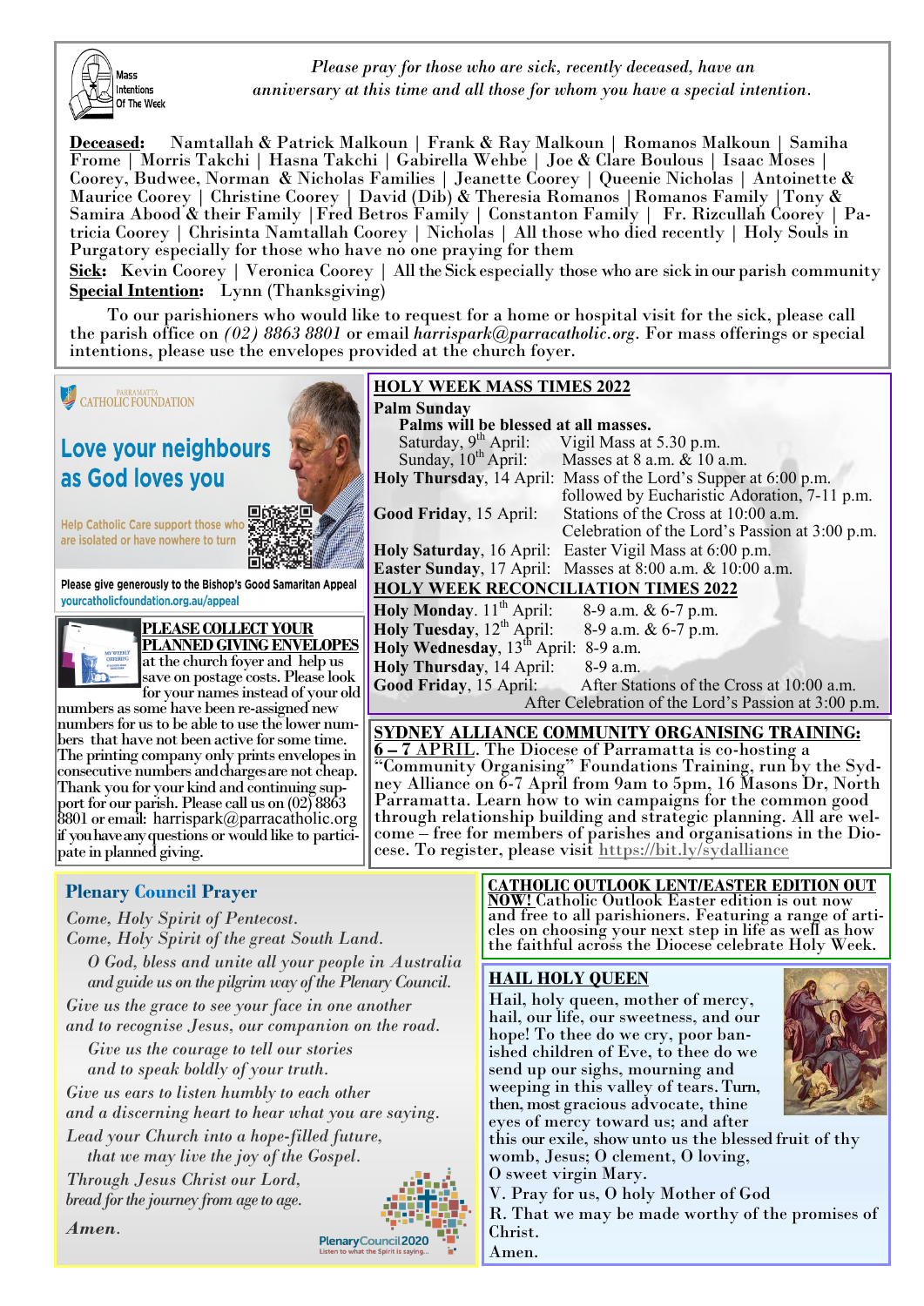Mass Intentions Of The Week

*Please pray for those who are sick, recently deceased, have an anniversary at this time and all those for whom you have a special intention.*

**Deceased:** Namtallah & Patrick Malkoun | Frank & Ray Malkoun | Romanos Malkoun | Samiha Frome | Morris Takchi | Hasna Takchi | Gabirella Wehbe | Joe & Clare Boulous | Isaac Moses | Coorey, Budwee, Norman & Nicholas Families | Jeanette Coorey | Queenie Nicholas | Antoinette & Maurice Coorey | Christine Coorey | David (Dib) & Theresia Romanos | Romanos Family | Tony & Samira Abood & their Family | Fred Betros Family | Constanton Family | Fr. Rizcullah Coorey | Patricia Coorey | Chrisinta Namtallah Coorey | Nicholas | All those who died recently | Holy Souls in Purgatory especially for those who have no one praying for them

**Sick:** Kevin Coorey | Veronica Coorey | All the Sick especially those who are sick in our parish community

**Special Intention:** Lynn (Thanksgiving)

To our parishioners who would like to request for a home or hospital visit for the sick, please call the parish office on *(02) 8863 8801* or email *harrispark@parracatholic.org*. For mass offerings or special intentions, please use the envelopes provided at the church foyer.

PARRAMATTA CATHOLIC FOUNDATION

**Love your neighbours as God loves you**

Help Catholic Care support those who are isolated or have nowhere to turn

Please give generously to the Bishop's Good Samaritan Appeal
yourcatholicfoundation.org.au/appeal

**PLEASE COLLECT YOUR PLANNED GIVING ENVELOPES** at the church foyer and help us save on postage costs. Please look for your names instead of your old numbers as some have been re-assigned new numbers for us to be able to use the lower numbers that have not been active for some time. The printing company only prints envelopes in consecutive numbers and charges are not cheap. Thank you for your kind and continuing support for our parish. Please call us on (02) 8863 8801 or email: harrispark@parracatholic.org if you have any questions or would like to participate in planned giving.

## HOLY WEEK MASS TIMES 2022

**Palm Sunday**
**Palms will be blessed at all masses.**

| | |
|---|---|
| Saturday, 9th April: | Vigil Mass at 5.30 p.m. |
| Sunday, 10th April: | Masses at 8 a.m. & 10 a.m. |
| **Holy Thursday**, 14 April: | Mass of the Lord's Supper at 6:00 p.m. followed by Eucharistic Adoration, 7-11 p.m. |
| **Good Friday**, 15 April: | Stations of the Cross at 10:00 a.m. Celebration of the Lord's Passion at 3:00 p.m. |
| **Holy Saturday**, 16 April: | Easter Vigil Mass at 6:00 p.m. |
| **Easter Sunday**, 17 April: | Masses at 8:00 a.m. & 10:00 a.m. |

## HOLY WEEK RECONCILIATION TIMES 2022

| | |
|---|---|
| **Holy Monday**. 11th April: | 8-9 a.m. & 6-7 p.m. |
| **Holy Tuesday**, 12th April: | 8-9 a.m. & 6-7 p.m. |
| **Holy Wednesday**, 13th April: | 8-9 a.m. |
| **Holy Thursday**, 14 April: | 8-9 a.m. |
| **Good Friday**, 15 April: | After Stations of the Cross at 10:00 a.m. After Celebration of the Lord's Passion at 3:00 p.m. |

**SYDNEY ALLIANCE COMMUNITY ORGANISING TRAINING:** 6 – 7 APRIL. The Diocese of Parramatta is co-hosting a "Community Organising" Foundations Training, run by the Sydney Alliance on 6-7 April from 9am to 5pm, 16 Masons Dr, North Parramatta. Learn how to win campaigns for the common good through relationship building and strategic planning. All are welcome – free for members of parishes and organisations in the Diocese. To register, please visit https://bit.ly/sydalliance

## Plenary Council Prayer

*Come, Holy Spirit of Pentecost.*
*Come, Holy Spirit of the great South Land.*
*O God, bless and unite all your people in Australia and guide us on the pilgrim way of the Plenary Council.*
*Give us the grace to see your face in one another and to recognise Jesus, our companion on the road.*
*Give us the courage to tell our stories and to speak boldly of your truth.*
*Give us ears to listen humbly to each other and a discerning heart to hear what you are saying.*
*Lead your Church into a hope-filled future, that we may live the joy of the Gospel.*
*Through Jesus Christ our Lord, bread for the journey from age to age.*
*Amen.*

Plenary Council 2020 — Listen to what the Spirit is saying...

**CATHOLIC OUTLOOK LENT/EASTER EDITION OUT NOW!** Catholic Outlook Easter edition is out now and free to all parishioners. Featuring a range of articles on choosing your next step in life as well as how the faithful across the Diocese celebrate Holy Week.

## HAIL HOLY QUEEN

Hail, holy queen, mother of mercy, hail, our life, our sweetness, and our hope! To thee do we cry, poor banished children of Eve, to thee do we send up our sighs, mourning and weeping in this valley of tears. Turn, then, most gracious advocate, thine eyes of mercy toward us; and after this our exile, show unto us the blessed fruit of thy womb, Jesus; O clement, O loving, O sweet virgin Mary.
V. Pray for us, O holy Mother of God
R. That we may be made worthy of the promises of Christ.
Amen.